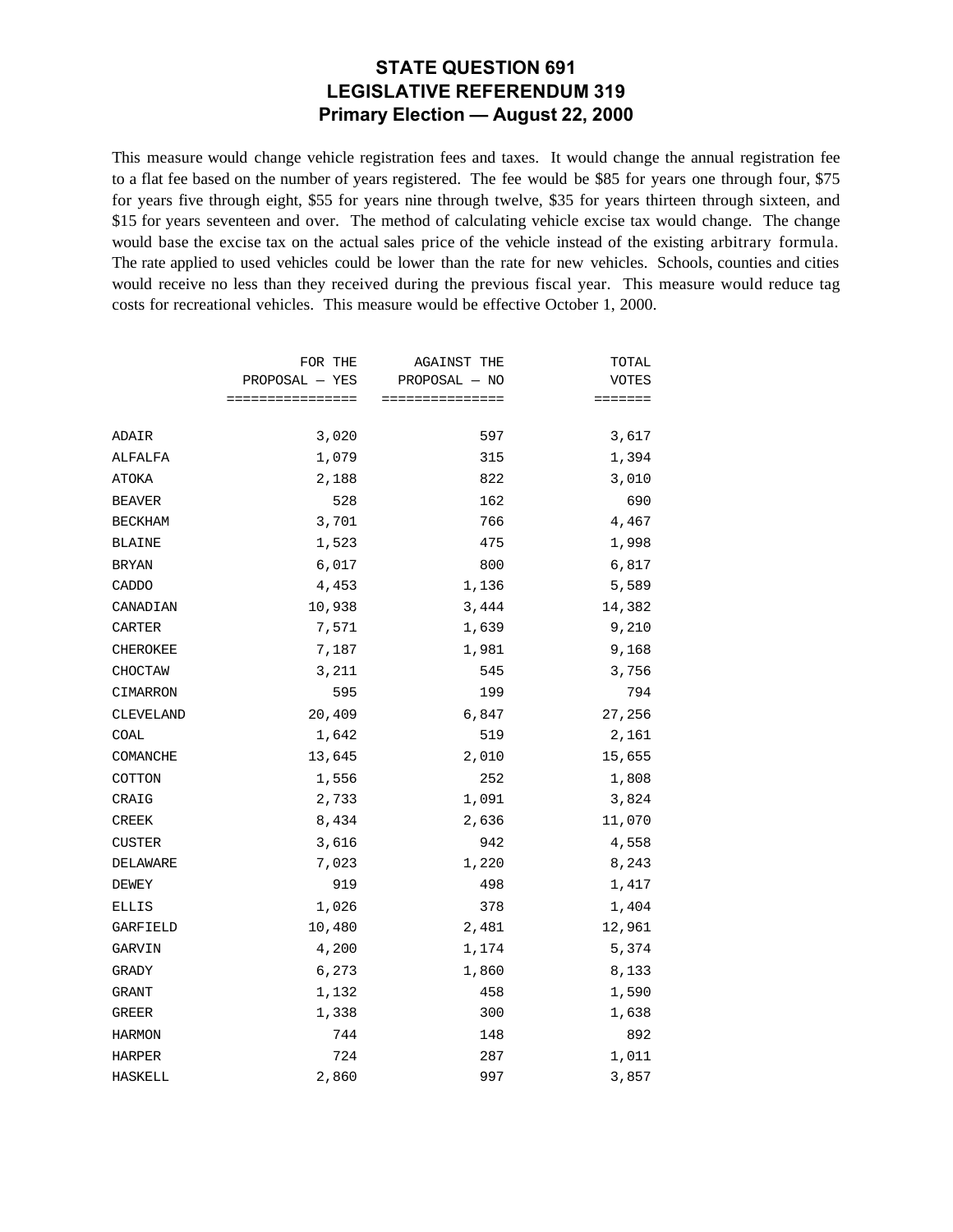# STATE QUESTION 691
# LEGISLATIVE REFERENDUM 319
## Primary Election — August 22, 2000

This measure would change vehicle registration fees and taxes. It would change the annual registration fee to a flat fee based on the number of years registered. The fee would be $85 for years one through four, $75 for years five through eight, $55 for years nine through twelve, $35 for years thirteen through sixteen, and $15 for years seventeen and over. The method of calculating vehicle excise tax would change. The change would base the excise tax on the actual sales price of the vehicle instead of the existing arbitrary formula. The rate applied to used vehicles could be lower than the rate for new vehicles. Schools, counties and cities would receive no less than they received during the previous fiscal year. This measure would reduce tag costs for recreational vehicles. This measure would be effective October 1, 2000.

| | FOR THE PROPOSAL — YES | AGAINST THE PROPOSAL — NO | TOTAL VOTES |
|---|---:|---:|---:|
| ADAIR | 3,020 | 597 | 3,617 |
| ALFALFA | 1,079 | 315 | 1,394 |
| ATOKA | 2,188 | 822 | 3,010 |
| BEAVER | 528 | 162 | 690 |
| BECKHAM | 3,701 | 766 | 4,467 |
| BLAINE | 1,523 | 475 | 1,998 |
| BRYAN | 6,017 | 800 | 6,817 |
| CADDO | 4,453 | 1,136 | 5,589 |
| CANADIAN | 10,938 | 3,444 | 14,382 |
| CARTER | 7,571 | 1,639 | 9,210 |
| CHEROKEE | 7,187 | 1,981 | 9,168 |
| CHOCTAW | 3,211 | 545 | 3,756 |
| CIMARRON | 595 | 199 | 794 |
| CLEVELAND | 20,409 | 6,847 | 27,256 |
| COAL | 1,642 | 519 | 2,161 |
| COMANCHE | 13,645 | 2,010 | 15,655 |
| COTTON | 1,556 | 252 | 1,808 |
| CRAIG | 2,733 | 1,091 | 3,824 |
| CREEK | 8,434 | 2,636 | 11,070 |
| CUSTER | 3,616 | 942 | 4,558 |
| DELAWARE | 7,023 | 1,220 | 8,243 |
| DEWEY | 919 | 498 | 1,417 |
| ELLIS | 1,026 | 378 | 1,404 |
| GARFIELD | 10,480 | 2,481 | 12,961 |
| GARVIN | 4,200 | 1,174 | 5,374 |
| GRADY | 6,273 | 1,860 | 8,133 |
| GRANT | 1,132 | 458 | 1,590 |
| GREER | 1,338 | 300 | 1,638 |
| HARMON | 744 | 148 | 892 |
| HARPER | 724 | 287 | 1,011 |
| HASKELL | 2,860 | 997 | 3,857 |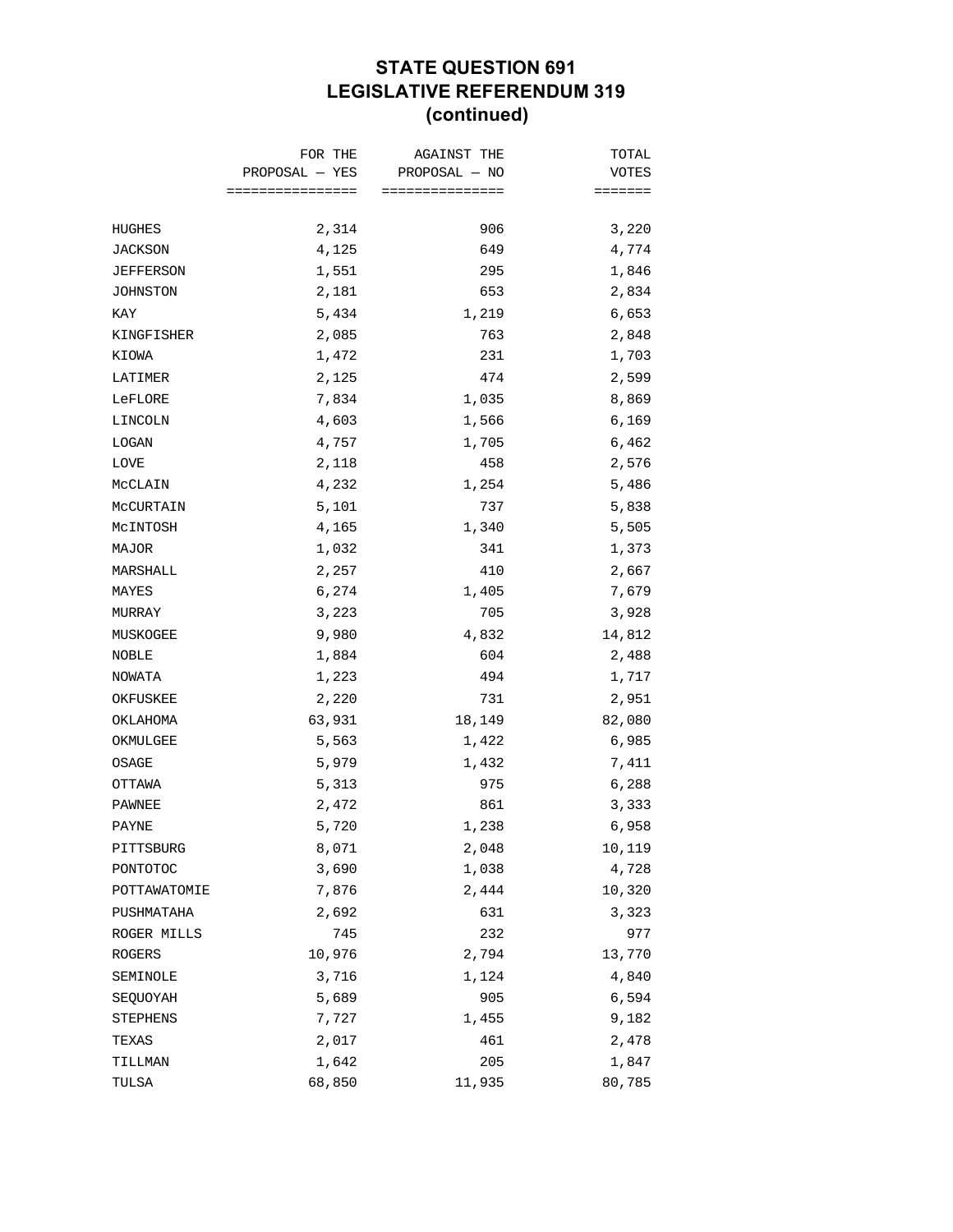# STATE QUESTION 691
# LEGISLATIVE REFERENDUM 319
# (continued)

| | FOR THE PROPOSAL — YES | AGAINST THE PROPOSAL — NO | TOTAL VOTES |
|---|---:|---:|---:|
| HUGHES | 2,314 | 906 | 3,220 |
| JACKSON | 4,125 | 649 | 4,774 |
| JEFFERSON | 1,551 | 295 | 1,846 |
| JOHNSTON | 2,181 | 653 | 2,834 |
| KAY | 5,434 | 1,219 | 6,653 |
| KINGFISHER | 2,085 | 763 | 2,848 |
| KIOWA | 1,472 | 231 | 1,703 |
| LATIMER | 2,125 | 474 | 2,599 |
| LeFLORE | 7,834 | 1,035 | 8,869 |
| LINCOLN | 4,603 | 1,566 | 6,169 |
| LOGAN | 4,757 | 1,705 | 6,462 |
| LOVE | 2,118 | 458 | 2,576 |
| McCLAIN | 4,232 | 1,254 | 5,486 |
| McCURTAIN | 5,101 | 737 | 5,838 |
| McINTOSH | 4,165 | 1,340 | 5,505 |
| MAJOR | 1,032 | 341 | 1,373 |
| MARSHALL | 2,257 | 410 | 2,667 |
| MAYES | 6,274 | 1,405 | 7,679 |
| MURRAY | 3,223 | 705 | 3,928 |
| MUSKOGEE | 9,980 | 4,832 | 14,812 |
| NOBLE | 1,884 | 604 | 2,488 |
| NOWATA | 1,223 | 494 | 1,717 |
| OKFUSKEE | 2,220 | 731 | 2,951 |
| OKLAHOMA | 63,931 | 18,149 | 82,080 |
| OKMULGEE | 5,563 | 1,422 | 6,985 |
| OSAGE | 5,979 | 1,432 | 7,411 |
| OTTAWA | 5,313 | 975 | 6,288 |
| PAWNEE | 2,472 | 861 | 3,333 |
| PAYNE | 5,720 | 1,238 | 6,958 |
| PITTSBURG | 8,071 | 2,048 | 10,119 |
| PONTOTOC | 3,690 | 1,038 | 4,728 |
| POTTAWATOMIE | 7,876 | 2,444 | 10,320 |
| PUSHMATAHA | 2,692 | 631 | 3,323 |
| ROGER MILLS | 745 | 232 | 977 |
| ROGERS | 10,976 | 2,794 | 13,770 |
| SEMINOLE | 3,716 | 1,124 | 4,840 |
| SEQUOYAH | 5,689 | 905 | 6,594 |
| STEPHENS | 7,727 | 1,455 | 9,182 |
| TEXAS | 2,017 | 461 | 2,478 |
| TILLMAN | 1,642 | 205 | 1,847 |
| TULSA | 68,850 | 11,935 | 80,785 |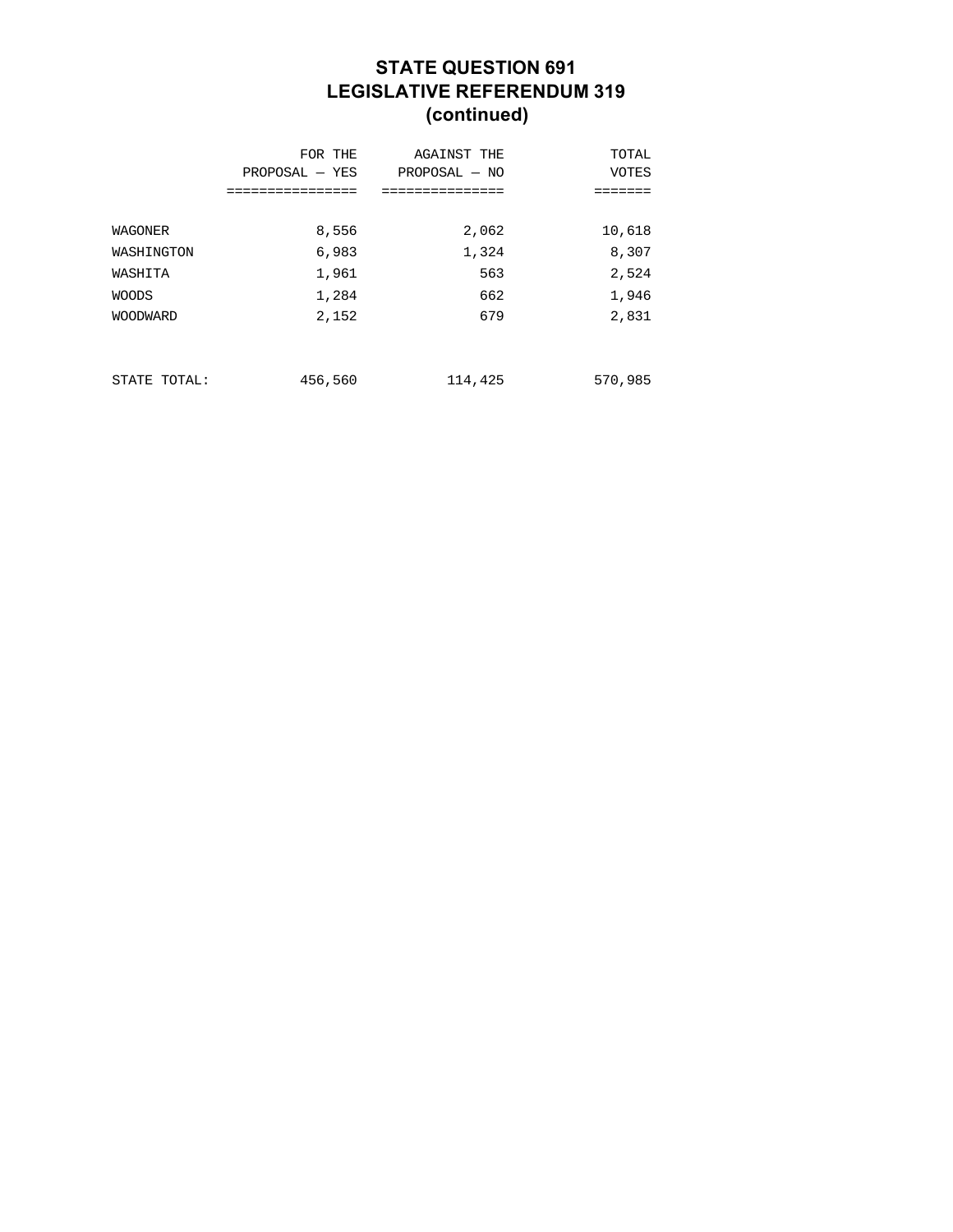# STATE QUESTION 691
# LEGISLATIVE REFERENDUM 319
# (continued)

| | FOR THE PROPOSAL — YES | AGAINST THE PROPOSAL — NO | TOTAL VOTES |
|---|---|---|---|
| WAGONER | 8,556 | 2,062 | 10,618 |
| WASHINGTON | 6,983 | 1,324 | 8,307 |
| WASHITA | 1,961 | 563 | 2,524 |
| WOODS | 1,284 | 662 | 1,946 |
| WOODWARD | 2,152 | 679 | 2,831 |
| STATE TOTAL: | 456,560 | 114,425 | 570,985 |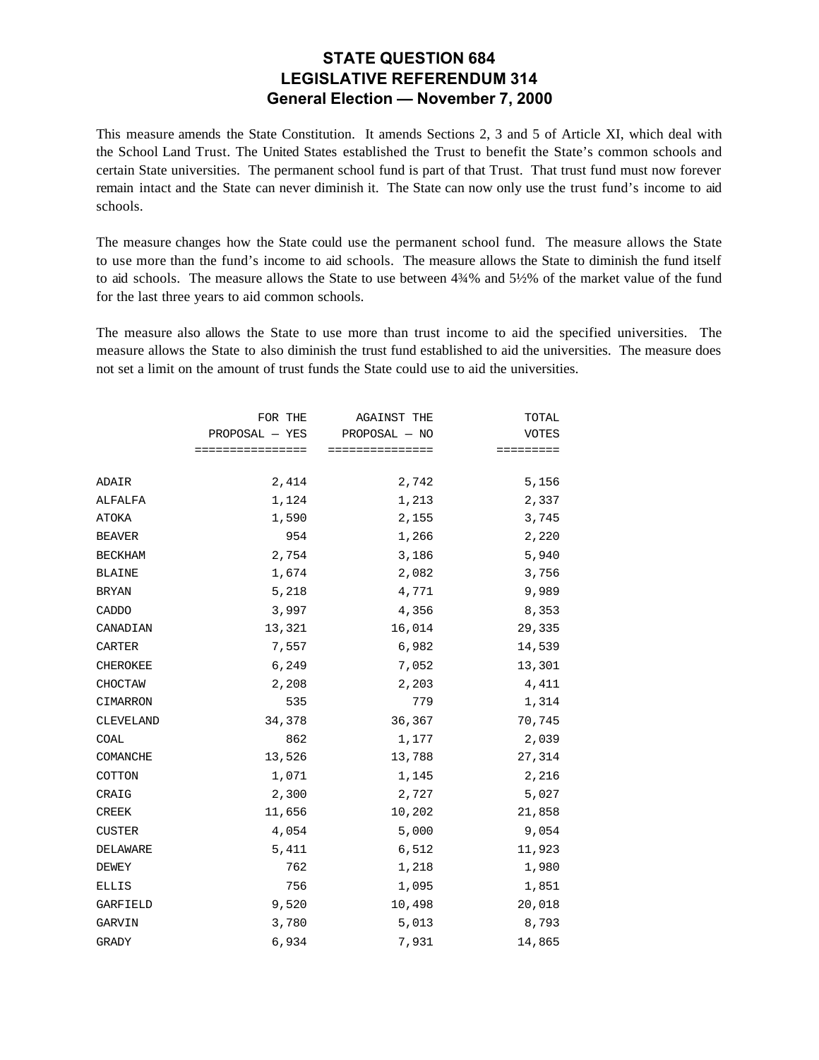# STATE QUESTION 684
## LEGISLATIVE REFERENDUM 314
### General Election — November 7, 2000

This measure amends the State Constitution. It amends Sections 2, 3 and 5 of Article XI, which deal with the School Land Trust. The United States established the Trust to benefit the State's common schools and certain State universities. The permanent school fund is part of that Trust. That trust fund must now forever remain intact and the State can never diminish it. The State can now only use the trust fund's income to aid schools.

The measure changes how the State could use the permanent school fund. The measure allows the State to use more than the fund's income to aid schools. The measure allows the State to diminish the fund itself to aid schools. The measure allows the State to use between 4¾% and 5½% of the market value of the fund for the last three years to aid common schools.

The measure also allows the State to use more than trust income to aid the specified universities. The measure allows the State to also diminish the trust fund established to aid the universities. The measure does not set a limit on the amount of trust funds the State could use to aid the universities.

| | FOR THE PROPOSAL — YES | AGAINST THE PROPOSAL — NO | TOTAL VOTES |
|---|---:|---:|---:|
| ADAIR | 2,414 | 2,742 | 5,156 |
| ALFALFA | 1,124 | 1,213 | 2,337 |
| ATOKA | 1,590 | 2,155 | 3,745 |
| BEAVER | 954 | 1,266 | 2,220 |
| BECKHAM | 2,754 | 3,186 | 5,940 |
| BLAINE | 1,674 | 2,082 | 3,756 |
| BRYAN | 5,218 | 4,771 | 9,989 |
| CADDO | 3,997 | 4,356 | 8,353 |
| CANADIAN | 13,321 | 16,014 | 29,335 |
| CARTER | 7,557 | 6,982 | 14,539 |
| CHEROKEE | 6,249 | 7,052 | 13,301 |
| CHOCTAW | 2,208 | 2,203 | 4,411 |
| CIMARRON | 535 | 779 | 1,314 |
| CLEVELAND | 34,378 | 36,367 | 70,745 |
| COAL | 862 | 1,177 | 2,039 |
| COMANCHE | 13,526 | 13,788 | 27,314 |
| COTTON | 1,071 | 1,145 | 2,216 |
| CRAIG | 2,300 | 2,727 | 5,027 |
| CREEK | 11,656 | 10,202 | 21,858 |
| CUSTER | 4,054 | 5,000 | 9,054 |
| DELAWARE | 5,411 | 6,512 | 11,923 |
| DEWEY | 762 | 1,218 | 1,980 |
| ELLIS | 756 | 1,095 | 1,851 |
| GARFIELD | 9,520 | 10,498 | 20,018 |
| GARVIN | 3,780 | 5,013 | 8,793 |
| GRADY | 6,934 | 7,931 | 14,865 |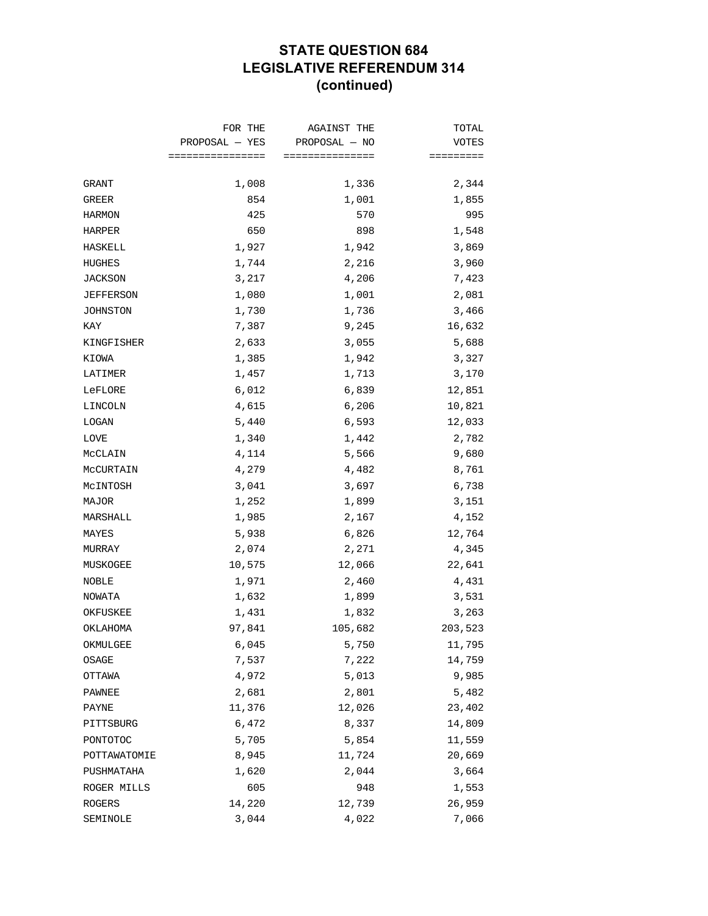# STATE QUESTION 684
# LEGISLATIVE REFERENDUM 314
# (continued)

| | FOR THE PROPOSAL — YES | AGAINST THE PROPOSAL — NO | TOTAL VOTES |
|---|---:|---:|---:|
| GRANT | 1,008 | 1,336 | 2,344 |
| GREER | 854 | 1,001 | 1,855 |
| HARMON | 425 | 570 | 995 |
| HARPER | 650 | 898 | 1,548 |
| HASKELL | 1,927 | 1,942 | 3,869 |
| HUGHES | 1,744 | 2,216 | 3,960 |
| JACKSON | 3,217 | 4,206 | 7,423 |
| JEFFERSON | 1,080 | 1,001 | 2,081 |
| JOHNSTON | 1,730 | 1,736 | 3,466 |
| KAY | 7,387 | 9,245 | 16,632 |
| KINGFISHER | 2,633 | 3,055 | 5,688 |
| KIOWA | 1,385 | 1,942 | 3,327 |
| LATIMER | 1,457 | 1,713 | 3,170 |
| LeFLORE | 6,012 | 6,839 | 12,851 |
| LINCOLN | 4,615 | 6,206 | 10,821 |
| LOGAN | 5,440 | 6,593 | 12,033 |
| LOVE | 1,340 | 1,442 | 2,782 |
| McCLAIN | 4,114 | 5,566 | 9,680 |
| McCURTAIN | 4,279 | 4,482 | 8,761 |
| McINTOSH | 3,041 | 3,697 | 6,738 |
| MAJOR | 1,252 | 1,899 | 3,151 |
| MARSHALL | 1,985 | 2,167 | 4,152 |
| MAYES | 5,938 | 6,826 | 12,764 |
| MURRAY | 2,074 | 2,271 | 4,345 |
| MUSKOGEE | 10,575 | 12,066 | 22,641 |
| NOBLE | 1,971 | 2,460 | 4,431 |
| NOWATA | 1,632 | 1,899 | 3,531 |
| OKFUSKEE | 1,431 | 1,832 | 3,263 |
| OKLAHOMA | 97,841 | 105,682 | 203,523 |
| OKMULGEE | 6,045 | 5,750 | 11,795 |
| OSAGE | 7,537 | 7,222 | 14,759 |
| OTTAWA | 4,972 | 5,013 | 9,985 |
| PAWNEE | 2,681 | 2,801 | 5,482 |
| PAYNE | 11,376 | 12,026 | 23,402 |
| PITTSBURG | 6,472 | 8,337 | 14,809 |
| PONTOTOC | 5,705 | 5,854 | 11,559 |
| POTTAWATOMIE | 8,945 | 11,724 | 20,669 |
| PUSHMATAHA | 1,620 | 2,044 | 3,664 |
| ROGER MILLS | 605 | 948 | 1,553 |
| ROGERS | 14,220 | 12,739 | 26,959 |
| SEMINOLE | 3,044 | 4,022 | 7,066 |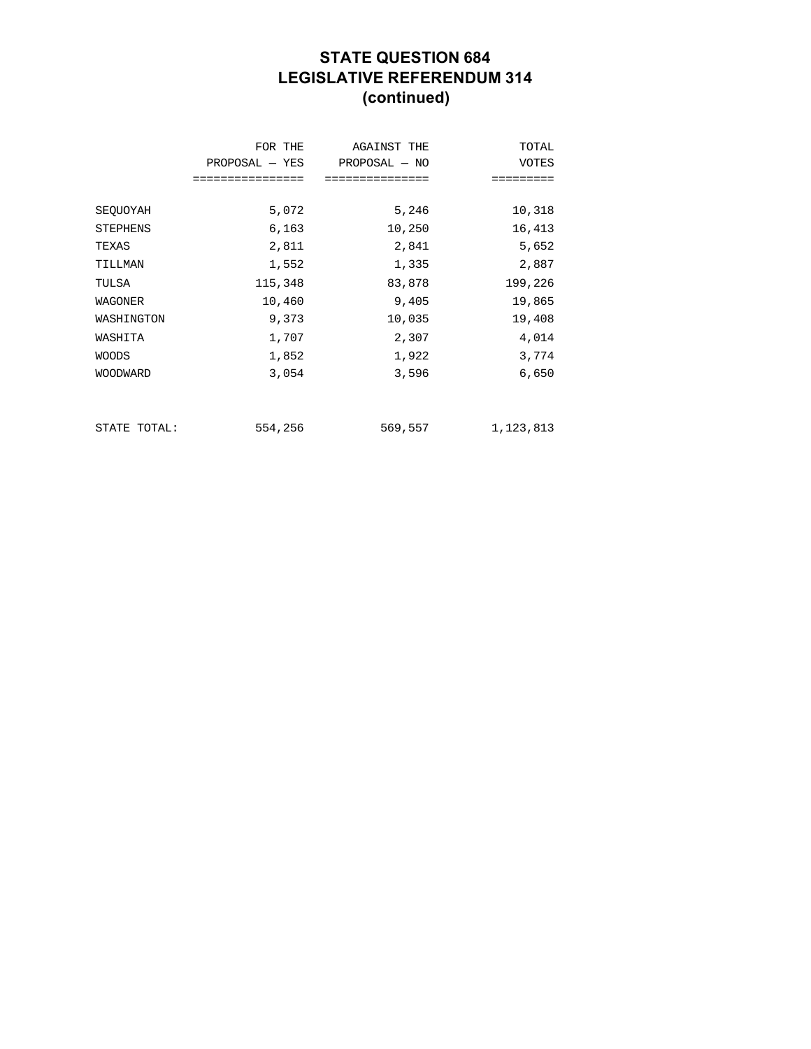# STATE QUESTION 684
# LEGISLATIVE REFERENDUM 314
# (continued)

| | FOR THE PROPOSAL — YES | AGAINST THE PROPOSAL — NO | TOTAL VOTES |
|---|---|---|---|
| SEQUOYAH | 5,072 | 5,246 | 10,318 |
| STEPHENS | 6,163 | 10,250 | 16,413 |
| TEXAS | 2,811 | 2,841 | 5,652 |
| TILLMAN | 1,552 | 1,335 | 2,887 |
| TULSA | 115,348 | 83,878 | 199,226 |
| WAGONER | 10,460 | 9,405 | 19,865 |
| WASHINGTON | 9,373 | 10,035 | 19,408 |
| WASHITA | 1,707 | 2,307 | 4,014 |
| WOODS | 1,852 | 1,922 | 3,774 |
| WOODWARD | 3,054 | 3,596 | 6,650 |
| STATE TOTAL: | 554,256 | 569,557 | 1,123,813 |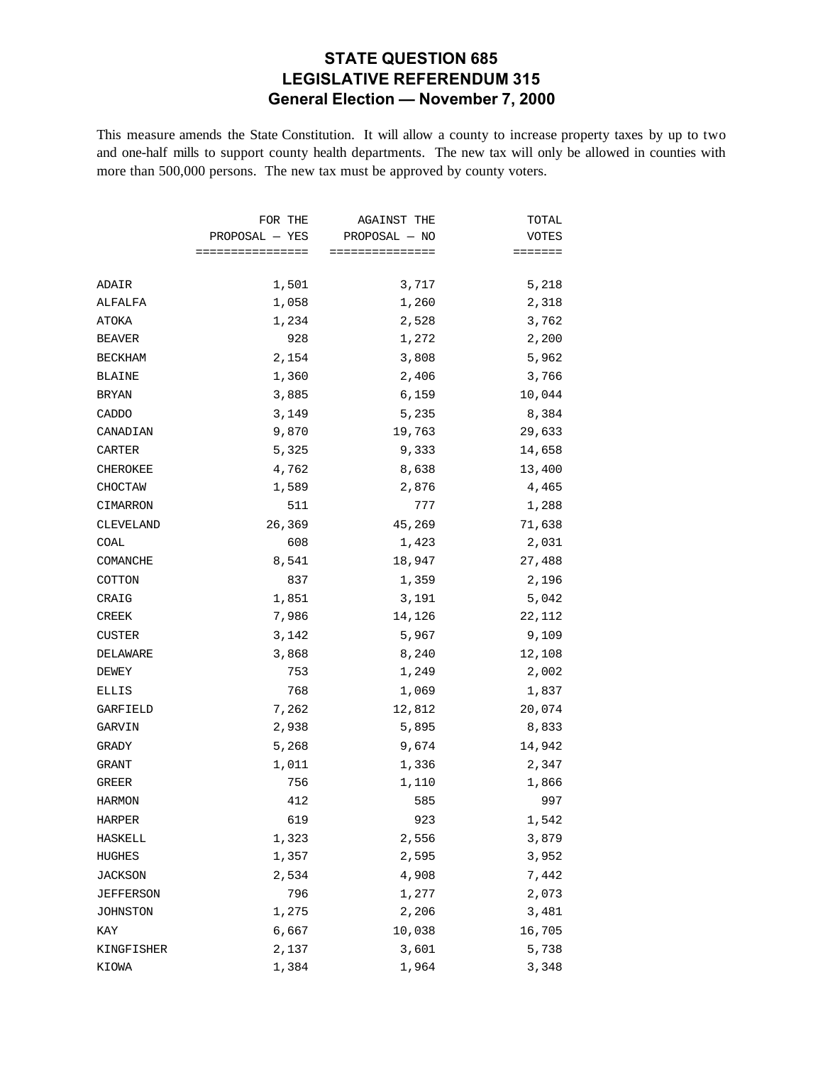# STATE QUESTION 685
# LEGISLATIVE REFERENDUM 315
## General Election — November 7, 2000

This measure amends the State Constitution. It will allow a county to increase property taxes by up to two and one-half mills to support county health departments. The new tax will only be allowed in counties with more than 500,000 persons. The new tax must be approved by county voters.

| | FOR THE PROPOSAL — YES | AGAINST THE PROPOSAL — NO | TOTAL VOTES |
|---|---|---|---|
| ADAIR | 1,501 | 3,717 | 5,218 |
| ALFALFA | 1,058 | 1,260 | 2,318 |
| ATOKA | 1,234 | 2,528 | 3,762 |
| BEAVER | 928 | 1,272 | 2,200 |
| BECKHAM | 2,154 | 3,808 | 5,962 |
| BLAINE | 1,360 | 2,406 | 3,766 |
| BRYAN | 3,885 | 6,159 | 10,044 |
| CADDO | 3,149 | 5,235 | 8,384 |
| CANADIAN | 9,870 | 19,763 | 29,633 |
| CARTER | 5,325 | 9,333 | 14,658 |
| CHEROKEE | 4,762 | 8,638 | 13,400 |
| CHOCTAW | 1,589 | 2,876 | 4,465 |
| CIMARRON | 511 | 777 | 1,288 |
| CLEVELAND | 26,369 | 45,269 | 71,638 |
| COAL | 608 | 1,423 | 2,031 |
| COMANCHE | 8,541 | 18,947 | 27,488 |
| COTTON | 837 | 1,359 | 2,196 |
| CRAIG | 1,851 | 3,191 | 5,042 |
| CREEK | 7,986 | 14,126 | 22,112 |
| CUSTER | 3,142 | 5,967 | 9,109 |
| DELAWARE | 3,868 | 8,240 | 12,108 |
| DEWEY | 753 | 1,249 | 2,002 |
| ELLIS | 768 | 1,069 | 1,837 |
| GARFIELD | 7,262 | 12,812 | 20,074 |
| GARVIN | 2,938 | 5,895 | 8,833 |
| GRADY | 5,268 | 9,674 | 14,942 |
| GRANT | 1,011 | 1,336 | 2,347 |
| GREER | 756 | 1,110 | 1,866 |
| HARMON | 412 | 585 | 997 |
| HARPER | 619 | 923 | 1,542 |
| HASKELL | 1,323 | 2,556 | 3,879 |
| HUGHES | 1,357 | 2,595 | 3,952 |
| JACKSON | 2,534 | 4,908 | 7,442 |
| JEFFERSON | 796 | 1,277 | 2,073 |
| JOHNSTON | 1,275 | 2,206 | 3,481 |
| KAY | 6,667 | 10,038 | 16,705 |
| KINGFISHER | 2,137 | 3,601 | 5,738 |
| KIOWA | 1,384 | 1,964 | 3,348 |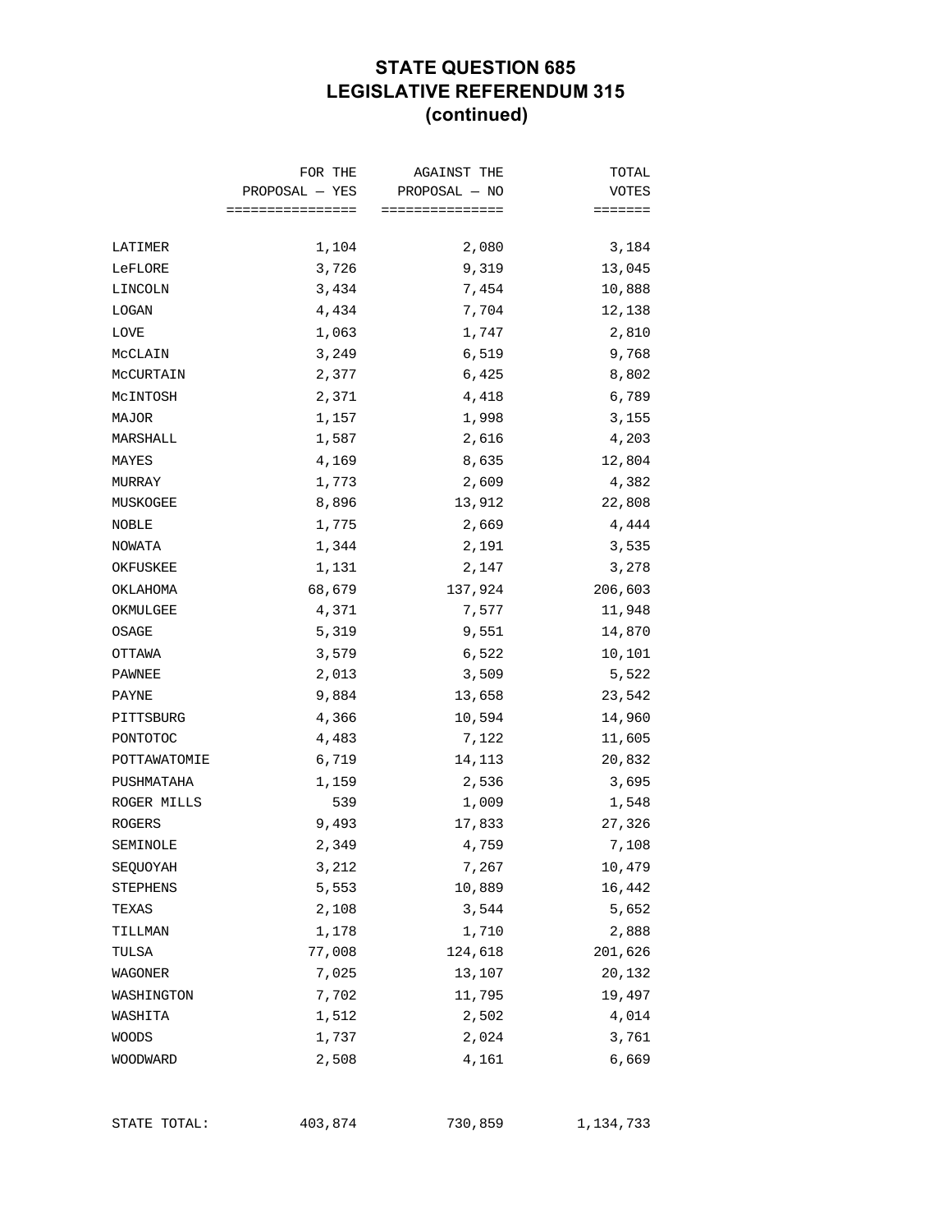# STATE QUESTION 685
# LEGISLATIVE REFERENDUM 315
# (continued)

| | FOR THE PROPOSAL — YES | AGAINST THE PROPOSAL — NO | TOTAL VOTES |
|---|---:|---:|---:|
| LATIMER | 1,104 | 2,080 | 3,184 |
| LeFLORE | 3,726 | 9,319 | 13,045 |
| LINCOLN | 3,434 | 7,454 | 10,888 |
| LOGAN | 4,434 | 7,704 | 12,138 |
| LOVE | 1,063 | 1,747 | 2,810 |
| McCLAIN | 3,249 | 6,519 | 9,768 |
| McCURTAIN | 2,377 | 6,425 | 8,802 |
| McINTOSH | 2,371 | 4,418 | 6,789 |
| MAJOR | 1,157 | 1,998 | 3,155 |
| MARSHALL | 1,587 | 2,616 | 4,203 |
| MAYES | 4,169 | 8,635 | 12,804 |
| MURRAY | 1,773 | 2,609 | 4,382 |
| MUSKOGEE | 8,896 | 13,912 | 22,808 |
| NOBLE | 1,775 | 2,669 | 4,444 |
| NOWATA | 1,344 | 2,191 | 3,535 |
| OKFUSKEE | 1,131 | 2,147 | 3,278 |
| OKLAHOMA | 68,679 | 137,924 | 206,603 |
| OKMULGEE | 4,371 | 7,577 | 11,948 |
| OSAGE | 5,319 | 9,551 | 14,870 |
| OTTAWA | 3,579 | 6,522 | 10,101 |
| PAWNEE | 2,013 | 3,509 | 5,522 |
| PAYNE | 9,884 | 13,658 | 23,542 |
| PITTSBURG | 4,366 | 10,594 | 14,960 |
| PONTOTOC | 4,483 | 7,122 | 11,605 |
| POTTAWATOMIE | 6,719 | 14,113 | 20,832 |
| PUSHMATAHA | 1,159 | 2,536 | 3,695 |
| ROGER MILLS | 539 | 1,009 | 1,548 |
| ROGERS | 9,493 | 17,833 | 27,326 |
| SEMINOLE | 2,349 | 4,759 | 7,108 |
| SEQUOYAH | 3,212 | 7,267 | 10,479 |
| STEPHENS | 5,553 | 10,889 | 16,442 |
| TEXAS | 2,108 | 3,544 | 5,652 |
| TILLMAN | 1,178 | 1,710 | 2,888 |
| TULSA | 77,008 | 124,618 | 201,626 |
| WAGONER | 7,025 | 13,107 | 20,132 |
| WASHINGTON | 7,702 | 11,795 | 19,497 |
| WASHITA | 1,512 | 2,502 | 4,014 |
| WOODS | 1,737 | 2,024 | 3,761 |
| WOODWARD | 2,508 | 4,161 | 6,669 |
| STATE TOTAL: | 403,874 | 730,859 | 1,134,733 |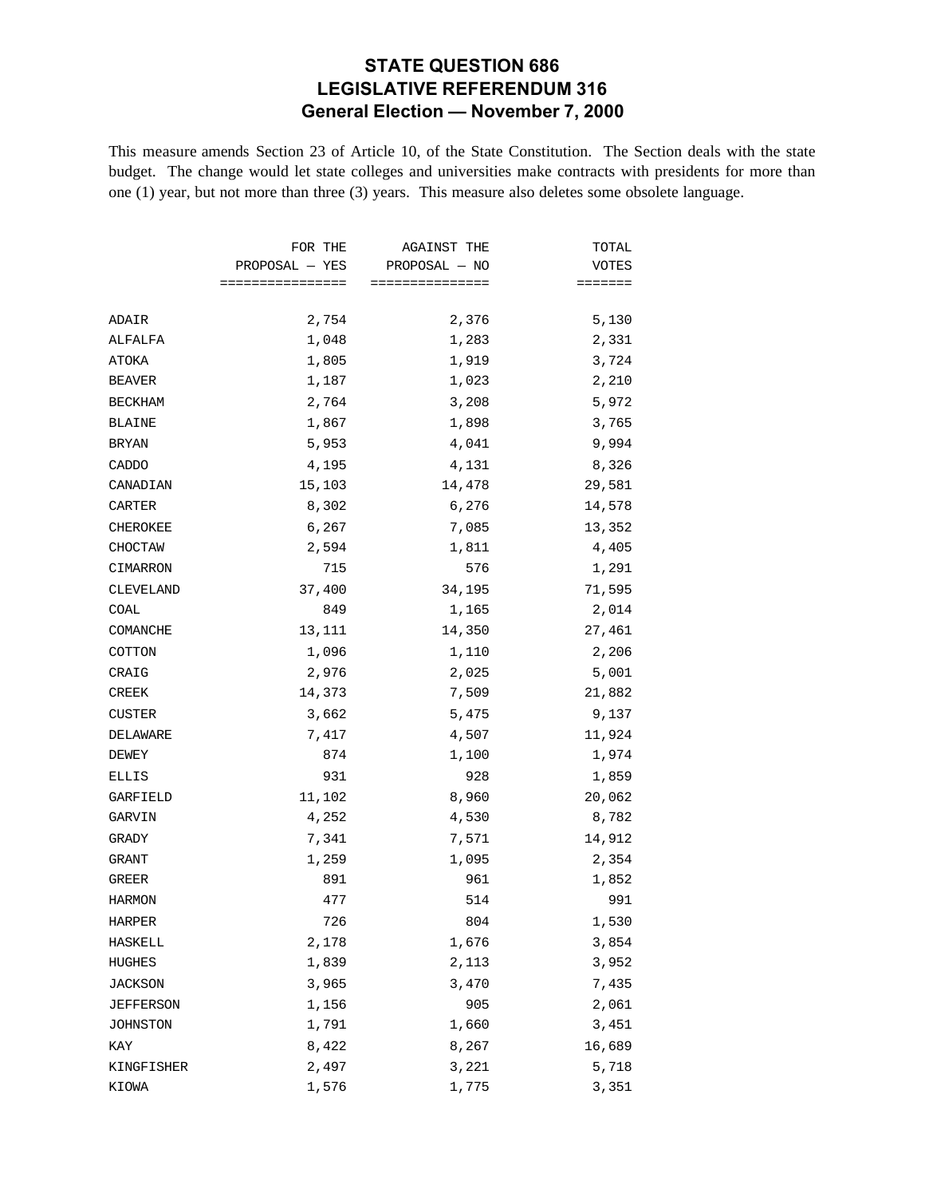# STATE QUESTION 686
# LEGISLATIVE REFERENDUM 316
# General Election — November 7, 2000

This measure amends Section 23 of Article 10, of the State Constitution. The Section deals with the state budget. The change would let state colleges and universities make contracts with presidents for more than one (1) year, but not more than three (3) years. This measure also deletes some obsolete language.

| | FOR THE PROPOSAL — YES | AGAINST THE PROPOSAL — NO | TOTAL VOTES |
|---|---|---|---|
| ADAIR | 2,754 | 2,376 | 5,130 |
| ALFALFA | 1,048 | 1,283 | 2,331 |
| ATOKA | 1,805 | 1,919 | 3,724 |
| BEAVER | 1,187 | 1,023 | 2,210 |
| BECKHAM | 2,764 | 3,208 | 5,972 |
| BLAINE | 1,867 | 1,898 | 3,765 |
| BRYAN | 5,953 | 4,041 | 9,994 |
| CADDO | 4,195 | 4,131 | 8,326 |
| CANADIAN | 15,103 | 14,478 | 29,581 |
| CARTER | 8,302 | 6,276 | 14,578 |
| CHEROKEE | 6,267 | 7,085 | 13,352 |
| CHOCTAW | 2,594 | 1,811 | 4,405 |
| CIMARRON | 715 | 576 | 1,291 |
| CLEVELAND | 37,400 | 34,195 | 71,595 |
| COAL | 849 | 1,165 | 2,014 |
| COMANCHE | 13,111 | 14,350 | 27,461 |
| COTTON | 1,096 | 1,110 | 2,206 |
| CRAIG | 2,976 | 2,025 | 5,001 |
| CREEK | 14,373 | 7,509 | 21,882 |
| CUSTER | 3,662 | 5,475 | 9,137 |
| DELAWARE | 7,417 | 4,507 | 11,924 |
| DEWEY | 874 | 1,100 | 1,974 |
| ELLIS | 931 | 928 | 1,859 |
| GARFIELD | 11,102 | 8,960 | 20,062 |
| GARVIN | 4,252 | 4,530 | 8,782 |
| GRADY | 7,341 | 7,571 | 14,912 |
| GRANT | 1,259 | 1,095 | 2,354 |
| GREER | 891 | 961 | 1,852 |
| HARMON | 477 | 514 | 991 |
| HARPER | 726 | 804 | 1,530 |
| HASKELL | 2,178 | 1,676 | 3,854 |
| HUGHES | 1,839 | 2,113 | 3,952 |
| JACKSON | 3,965 | 3,470 | 7,435 |
| JEFFERSON | 1,156 | 905 | 2,061 |
| JOHNSTON | 1,791 | 1,660 | 3,451 |
| KAY | 8,422 | 8,267 | 16,689 |
| KINGFISHER | 2,497 | 3,221 | 5,718 |
| KIOWA | 1,576 | 1,775 | 3,351 |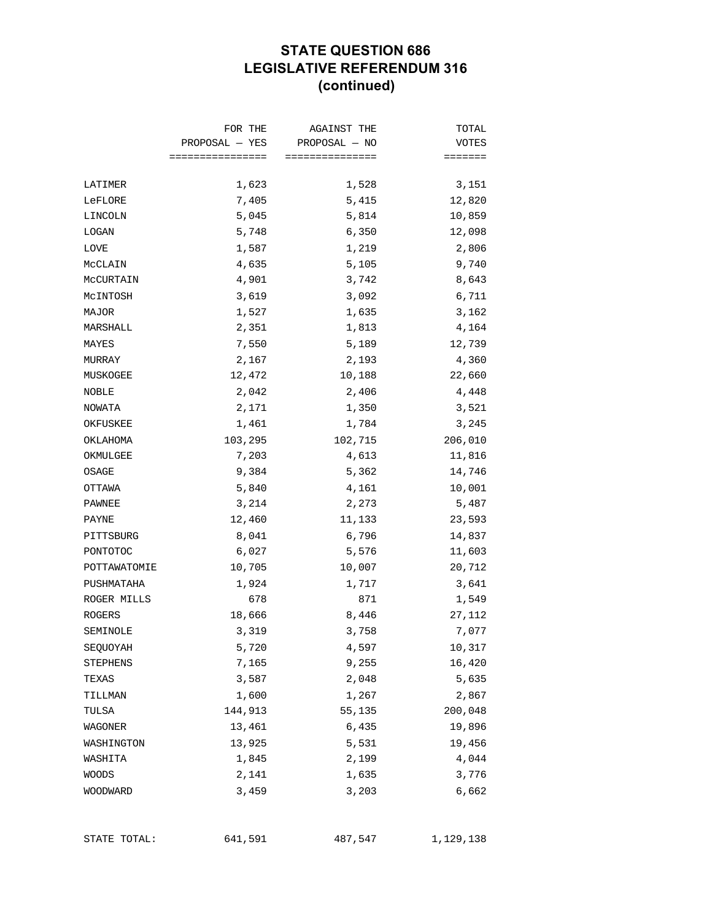# STATE QUESTION 686
# LEGISLATIVE REFERENDUM 316
# (continued)

| | FOR THE PROPOSAL — YES | AGAINST THE PROPOSAL — NO | TOTAL VOTES |
|---|---|---|---|
| LATIMER | 1,623 | 1,528 | 3,151 |
| LeFLORE | 7,405 | 5,415 | 12,820 |
| LINCOLN | 5,045 | 5,814 | 10,859 |
| LOGAN | 5,748 | 6,350 | 12,098 |
| LOVE | 1,587 | 1,219 | 2,806 |
| McCLAIN | 4,635 | 5,105 | 9,740 |
| McCURTAIN | 4,901 | 3,742 | 8,643 |
| McINTOSH | 3,619 | 3,092 | 6,711 |
| MAJOR | 1,527 | 1,635 | 3,162 |
| MARSHALL | 2,351 | 1,813 | 4,164 |
| MAYES | 7,550 | 5,189 | 12,739 |
| MURRAY | 2,167 | 2,193 | 4,360 |
| MUSKOGEE | 12,472 | 10,188 | 22,660 |
| NOBLE | 2,042 | 2,406 | 4,448 |
| NOWATA | 2,171 | 1,350 | 3,521 |
| OKFUSKEE | 1,461 | 1,784 | 3,245 |
| OKLAHOMA | 103,295 | 102,715 | 206,010 |
| OKMULGEE | 7,203 | 4,613 | 11,816 |
| OSAGE | 9,384 | 5,362 | 14,746 |
| OTTAWA | 5,840 | 4,161 | 10,001 |
| PAWNEE | 3,214 | 2,273 | 5,487 |
| PAYNE | 12,460 | 11,133 | 23,593 |
| PITTSBURG | 8,041 | 6,796 | 14,837 |
| PONTOTOC | 6,027 | 5,576 | 11,603 |
| POTTAWATOMIE | 10,705 | 10,007 | 20,712 |
| PUSHMATAHA | 1,924 | 1,717 | 3,641 |
| ROGER MILLS | 678 | 871 | 1,549 |
| ROGERS | 18,666 | 8,446 | 27,112 |
| SEMINOLE | 3,319 | 3,758 | 7,077 |
| SEQUOYAH | 5,720 | 4,597 | 10,317 |
| STEPHENS | 7,165 | 9,255 | 16,420 |
| TEXAS | 3,587 | 2,048 | 5,635 |
| TILLMAN | 1,600 | 1,267 | 2,867 |
| TULSA | 144,913 | 55,135 | 200,048 |
| WAGONER | 13,461 | 6,435 | 19,896 |
| WASHINGTON | 13,925 | 5,531 | 19,456 |
| WASHITA | 1,845 | 2,199 | 4,044 |
| WOODS | 2,141 | 1,635 | 3,776 |
| WOODWARD | 3,459 | 3,203 | 6,662 |
| STATE TOTAL: | 641,591 | 487,547 | 1,129,138 |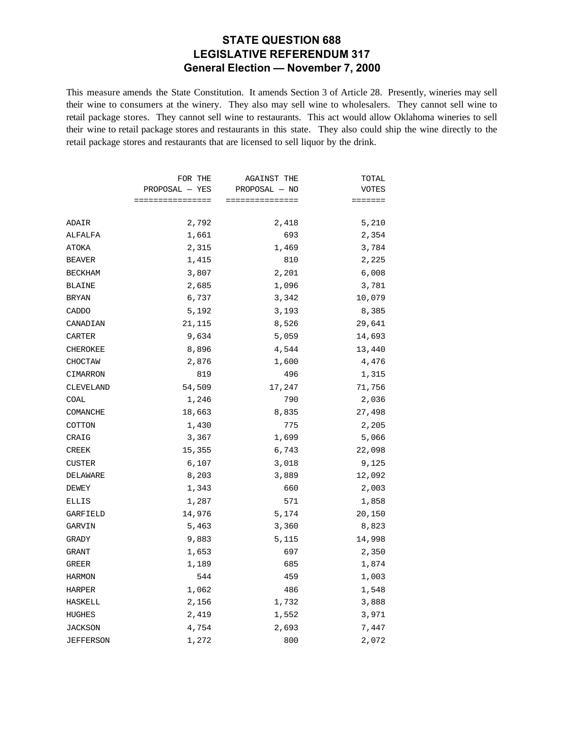# STATE QUESTION 688
# LEGISLATIVE REFERENDUM 317
# General Election — November 7, 2000

This measure amends the State Constitution. It amends Section 3 of Article 28. Presently, wineries may sell their wine to consumers at the winery. They also may sell wine to wholesalers. They cannot sell wine to retail package stores. They cannot sell wine to restaurants. This act would allow Oklahoma wineries to sell their wine to retail package stores and restaurants in this state. They also could ship the wine directly to the retail package stores and restaurants that are licensed to sell liquor by the drink.

| | FOR THE PROPOSAL — YES | AGAINST THE PROPOSAL — NO | TOTAL VOTES |
|---|---|---|---|
| ADAIR | 2,792 | 2,418 | 5,210 |
| ALFALFA | 1,661 | 693 | 2,354 |
| ATOKA | 2,315 | 1,469 | 3,784 |
| BEAVER | 1,415 | 810 | 2,225 |
| BECKHAM | 3,807 | 2,201 | 6,008 |
| BLAINE | 2,685 | 1,096 | 3,781 |
| BRYAN | 6,737 | 3,342 | 10,079 |
| CADDO | 5,192 | 3,193 | 8,385 |
| CANADIAN | 21,115 | 8,526 | 29,641 |
| CARTER | 9,634 | 5,059 | 14,693 |
| CHEROKEE | 8,896 | 4,544 | 13,440 |
| CHOCTAW | 2,876 | 1,600 | 4,476 |
| CIMARRON | 819 | 496 | 1,315 |
| CLEVELAND | 54,509 | 17,247 | 71,756 |
| COAL | 1,246 | 790 | 2,036 |
| COMANCHE | 18,663 | 8,835 | 27,498 |
| COTTON | 1,430 | 775 | 2,205 |
| CRAIG | 3,367 | 1,699 | 5,066 |
| CREEK | 15,355 | 6,743 | 22,098 |
| CUSTER | 6,107 | 3,018 | 9,125 |
| DELAWARE | 8,203 | 3,889 | 12,092 |
| DEWEY | 1,343 | 660 | 2,003 |
| ELLIS | 1,287 | 571 | 1,858 |
| GARFIELD | 14,976 | 5,174 | 20,150 |
| GARVIN | 5,463 | 3,360 | 8,823 |
| GRADY | 9,883 | 5,115 | 14,998 |
| GRANT | 1,653 | 697 | 2,350 |
| GREER | 1,189 | 685 | 1,874 |
| HARMON | 544 | 459 | 1,003 |
| HARPER | 1,062 | 486 | 1,548 |
| HASKELL | 2,156 | 1,732 | 3,888 |
| HUGHES | 2,419 | 1,552 | 3,971 |
| JACKSON | 4,754 | 2,693 | 7,447 |
| JEFFERSON | 1,272 | 800 | 2,072 |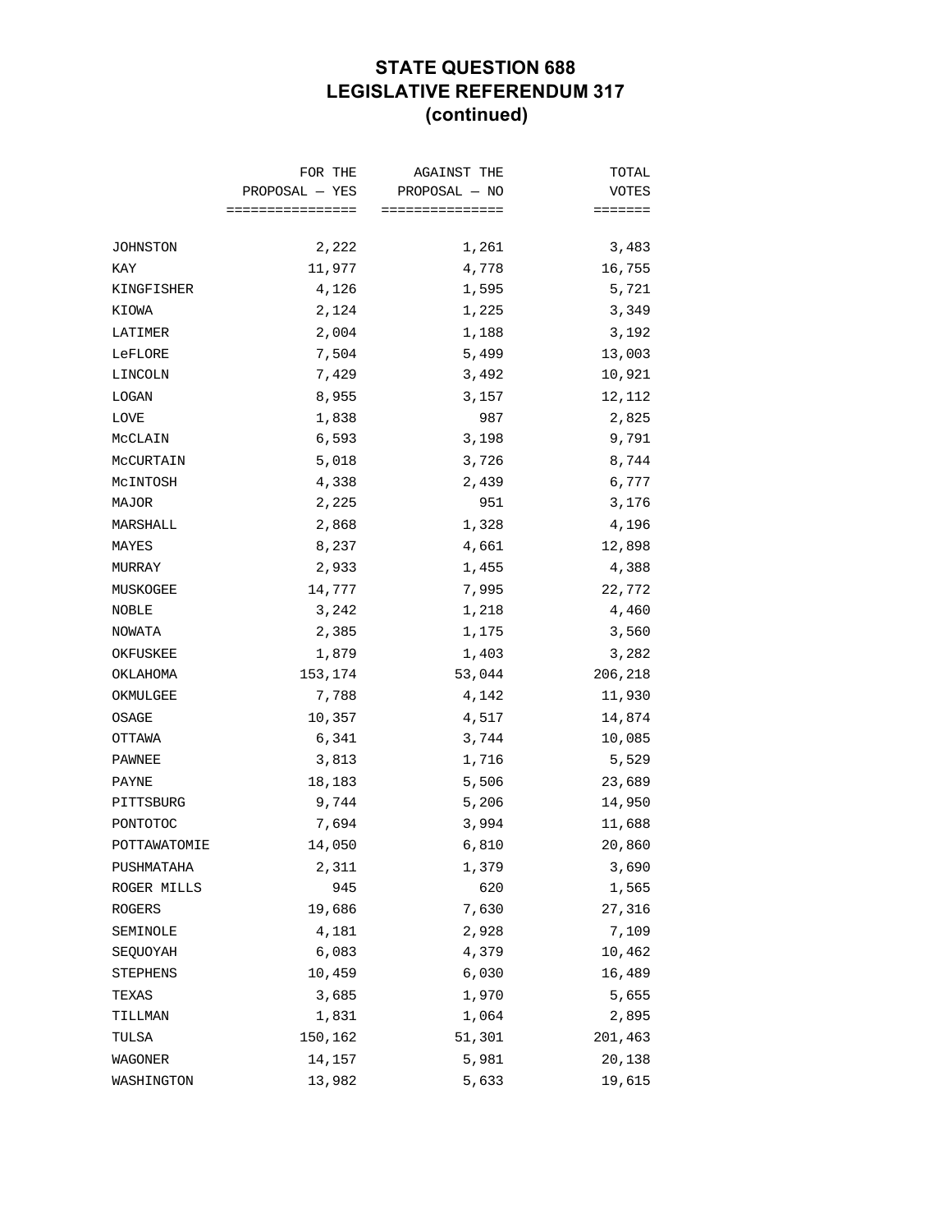# STATE QUESTION 688
## LEGISLATIVE REFERENDUM 317
### (continued)

| | FOR THE PROPOSAL — YES | AGAINST THE PROPOSAL — NO | TOTAL VOTES |
|---|---|---|---|
| JOHNSTON | 2,222 | 1,261 | 3,483 |
| KAY | 11,977 | 4,778 | 16,755 |
| KINGFISHER | 4,126 | 1,595 | 5,721 |
| KIOWA | 2,124 | 1,225 | 3,349 |
| LATIMER | 2,004 | 1,188 | 3,192 |
| LeFLORE | 7,504 | 5,499 | 13,003 |
| LINCOLN | 7,429 | 3,492 | 10,921 |
| LOGAN | 8,955 | 3,157 | 12,112 |
| LOVE | 1,838 | 987 | 2,825 |
| McCLAIN | 6,593 | 3,198 | 9,791 |
| McCURTAIN | 5,018 | 3,726 | 8,744 |
| McINTOSH | 4,338 | 2,439 | 6,777 |
| MAJOR | 2,225 | 951 | 3,176 |
| MARSHALL | 2,868 | 1,328 | 4,196 |
| MAYES | 8,237 | 4,661 | 12,898 |
| MURRAY | 2,933 | 1,455 | 4,388 |
| MUSKOGEE | 14,777 | 7,995 | 22,772 |
| NOBLE | 3,242 | 1,218 | 4,460 |
| NOWATA | 2,385 | 1,175 | 3,560 |
| OKFUSKEE | 1,879 | 1,403 | 3,282 |
| OKLAHOMA | 153,174 | 53,044 | 206,218 |
| OKMULGEE | 7,788 | 4,142 | 11,930 |
| OSAGE | 10,357 | 4,517 | 14,874 |
| OTTAWA | 6,341 | 3,744 | 10,085 |
| PAWNEE | 3,813 | 1,716 | 5,529 |
| PAYNE | 18,183 | 5,506 | 23,689 |
| PITTSBURG | 9,744 | 5,206 | 14,950 |
| PONTOTOC | 7,694 | 3,994 | 11,688 |
| POTTAWATOMIE | 14,050 | 6,810 | 20,860 |
| PUSHMATAHA | 2,311 | 1,379 | 3,690 |
| ROGER MILLS | 945 | 620 | 1,565 |
| ROGERS | 19,686 | 7,630 | 27,316 |
| SEMINOLE | 4,181 | 2,928 | 7,109 |
| SEQUOYAH | 6,083 | 4,379 | 10,462 |
| STEPHENS | 10,459 | 6,030 | 16,489 |
| TEXAS | 3,685 | 1,970 | 5,655 |
| TILLMAN | 1,831 | 1,064 | 2,895 |
| TULSA | 150,162 | 51,301 | 201,463 |
| WAGONER | 14,157 | 5,981 | 20,138 |
| WASHINGTON | 13,982 | 5,633 | 19,615 |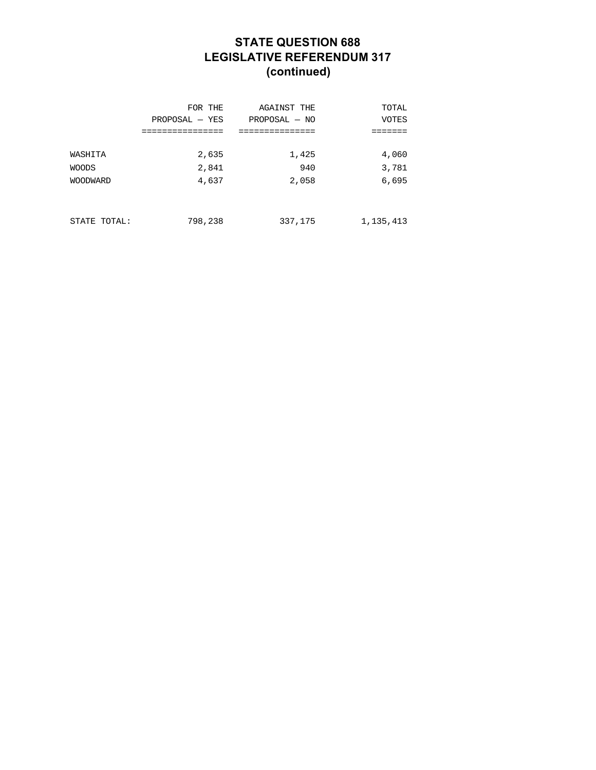# STATE QUESTION 688
# LEGISLATIVE REFERENDUM 317
# (continued)

| | FOR THE PROPOSAL — YES | AGAINST THE PROPOSAL — NO | TOTAL VOTES |
|---|---|---|---|
| WASHITA | 2,635 | 1,425 | 4,060 |
| WOODS | 2,841 | 940 | 3,781 |
| WOODWARD | 4,637 | 2,058 | 6,695 |
| STATE TOTAL: | 798,238 | 337,175 | 1,135,413 |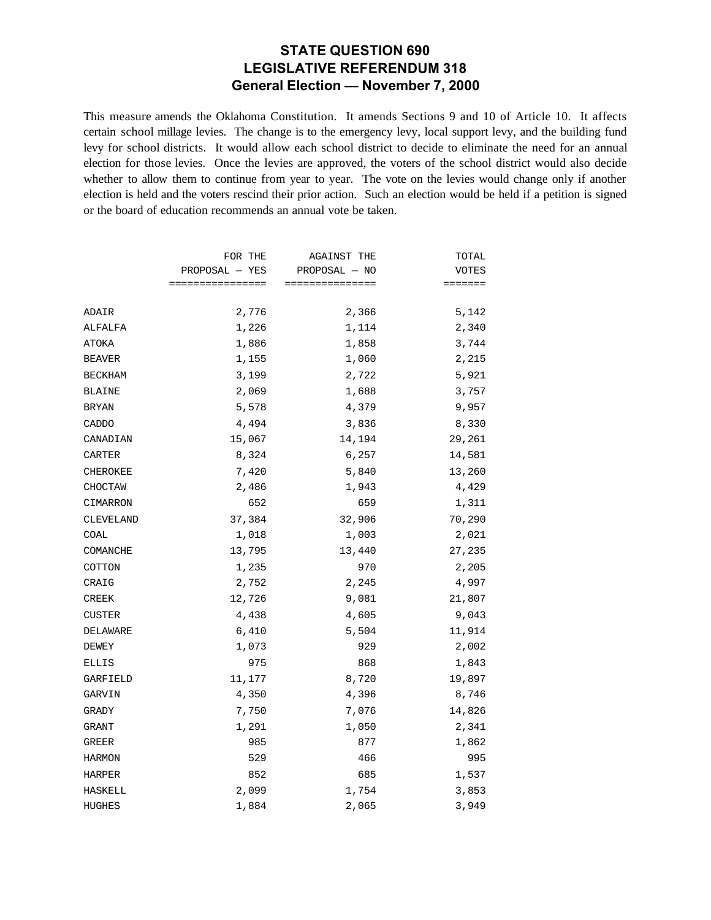# STATE QUESTION 690
# LEGISLATIVE REFERENDUM 318
# General Election — November 7, 2000

This measure amends the Oklahoma Constitution. It amends Sections 9 and 10 of Article 10. It affects certain school millage levies. The change is to the emergency levy, local support levy, and the building fund levy for school districts. It would allow each school district to decide to eliminate the need for an annual election for those levies. Once the levies are approved, the voters of the school district would also decide whether to allow them to continue from year to year. The vote on the levies would change only if another election is held and the voters rescind their prior action. Such an election would be held if a petition is signed or the board of education recommends an annual vote be taken.

| | FOR THE PROPOSAL — YES | AGAINST THE PROPOSAL — NO | TOTAL VOTES |
|---|---:|---:|---:|
| ADAIR | 2,776 | 2,366 | 5,142 |
| ALFALFA | 1,226 | 1,114 | 2,340 |
| ATOKA | 1,886 | 1,858 | 3,744 |
| BEAVER | 1,155 | 1,060 | 2,215 |
| BECKHAM | 3,199 | 2,722 | 5,921 |
| BLAINE | 2,069 | 1,688 | 3,757 |
| BRYAN | 5,578 | 4,379 | 9,957 |
| CADDO | 4,494 | 3,836 | 8,330 |
| CANADIAN | 15,067 | 14,194 | 29,261 |
| CARTER | 8,324 | 6,257 | 14,581 |
| CHEROKEE | 7,420 | 5,840 | 13,260 |
| CHOCTAW | 2,486 | 1,943 | 4,429 |
| CIMARRON | 652 | 659 | 1,311 |
| CLEVELAND | 37,384 | 32,906 | 70,290 |
| COAL | 1,018 | 1,003 | 2,021 |
| COMANCHE | 13,795 | 13,440 | 27,235 |
| COTTON | 1,235 | 970 | 2,205 |
| CRAIG | 2,752 | 2,245 | 4,997 |
| CREEK | 12,726 | 9,081 | 21,807 |
| CUSTER | 4,438 | 4,605 | 9,043 |
| DELAWARE | 6,410 | 5,504 | 11,914 |
| DEWEY | 1,073 | 929 | 2,002 |
| ELLIS | 975 | 868 | 1,843 |
| GARFIELD | 11,177 | 8,720 | 19,897 |
| GARVIN | 4,350 | 4,396 | 8,746 |
| GRADY | 7,750 | 7,076 | 14,826 |
| GRANT | 1,291 | 1,050 | 2,341 |
| GREER | 985 | 877 | 1,862 |
| HARMON | 529 | 466 | 995 |
| HARPER | 852 | 685 | 1,537 |
| HASKELL | 2,099 | 1,754 | 3,853 |
| HUGHES | 1,884 | 2,065 | 3,949 |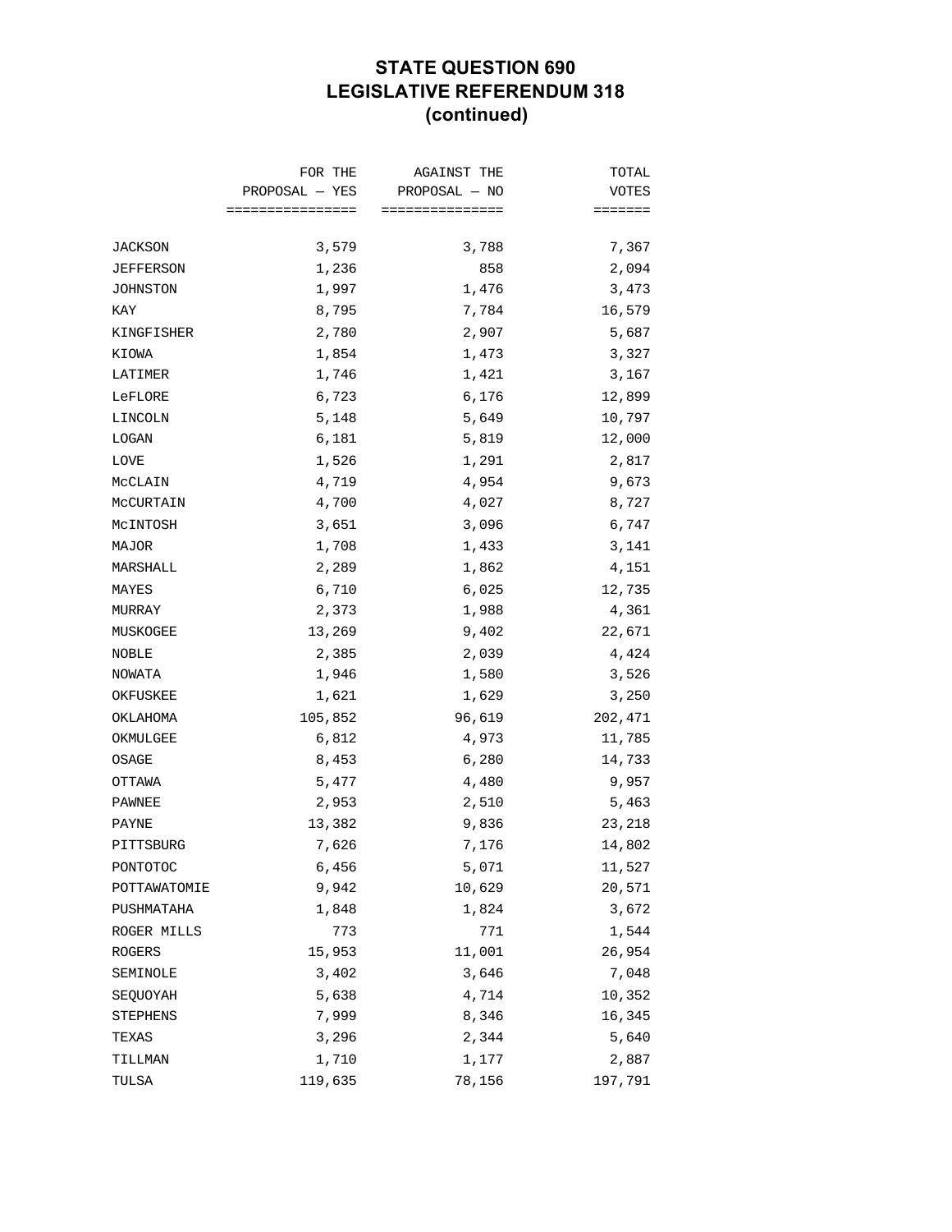# STATE QUESTION 690
# LEGISLATIVE REFERENDUM 318
# (continued)

| | FOR THE PROPOSAL — YES | AGAINST THE PROPOSAL — NO | TOTAL VOTES |
|---|---:|---:|---:|
| JACKSON | 3,579 | 3,788 | 7,367 |
| JEFFERSON | 1,236 | 858 | 2,094 |
| JOHNSTON | 1,997 | 1,476 | 3,473 |
| KAY | 8,795 | 7,784 | 16,579 |
| KINGFISHER | 2,780 | 2,907 | 5,687 |
| KIOWA | 1,854 | 1,473 | 3,327 |
| LATIMER | 1,746 | 1,421 | 3,167 |
| LeFLORE | 6,723 | 6,176 | 12,899 |
| LINCOLN | 5,148 | 5,649 | 10,797 |
| LOGAN | 6,181 | 5,819 | 12,000 |
| LOVE | 1,526 | 1,291 | 2,817 |
| McCLAIN | 4,719 | 4,954 | 9,673 |
| McCURTAIN | 4,700 | 4,027 | 8,727 |
| McINTOSH | 3,651 | 3,096 | 6,747 |
| MAJOR | 1,708 | 1,433 | 3,141 |
| MARSHALL | 2,289 | 1,862 | 4,151 |
| MAYES | 6,710 | 6,025 | 12,735 |
| MURRAY | 2,373 | 1,988 | 4,361 |
| MUSKOGEE | 13,269 | 9,402 | 22,671 |
| NOBLE | 2,385 | 2,039 | 4,424 |
| NOWATA | 1,946 | 1,580 | 3,526 |
| OKFUSKEE | 1,621 | 1,629 | 3,250 |
| OKLAHOMA | 105,852 | 96,619 | 202,471 |
| OKMULGEE | 6,812 | 4,973 | 11,785 |
| OSAGE | 8,453 | 6,280 | 14,733 |
| OTTAWA | 5,477 | 4,480 | 9,957 |
| PAWNEE | 2,953 | 2,510 | 5,463 |
| PAYNE | 13,382 | 9,836 | 23,218 |
| PITTSBURG | 7,626 | 7,176 | 14,802 |
| PONTOTOC | 6,456 | 5,071 | 11,527 |
| POTTAWATOMIE | 9,942 | 10,629 | 20,571 |
| PUSHMATAHA | 1,848 | 1,824 | 3,672 |
| ROGER MILLS | 773 | 771 | 1,544 |
| ROGERS | 15,953 | 11,001 | 26,954 |
| SEMINOLE | 3,402 | 3,646 | 7,048 |
| SEQUOYAH | 5,638 | 4,714 | 10,352 |
| STEPHENS | 7,999 | 8,346 | 16,345 |
| TEXAS | 3,296 | 2,344 | 5,640 |
| TILLMAN | 1,710 | 1,177 | 2,887 |
| TULSA | 119,635 | 78,156 | 197,791 |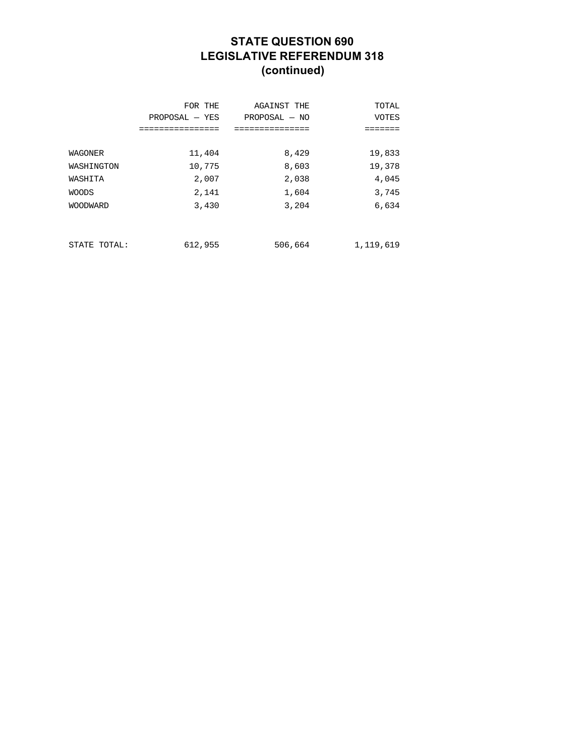# STATE QUESTION 690
# LEGISLATIVE REFERENDUM 318
# (continued)

| | FOR THE PROPOSAL — YES | AGAINST THE PROPOSAL — NO | TOTAL VOTES |
|---|---|---|---|
| WAGONER | 11,404 | 8,429 | 19,833 |
| WASHINGTON | 10,775 | 8,603 | 19,378 |
| WASHITA | 2,007 | 2,038 | 4,045 |
| WOODS | 2,141 | 1,604 | 3,745 |
| WOODWARD | 3,430 | 3,204 | 6,634 |
| STATE TOTAL: | 612,955 | 506,664 | 1,119,619 |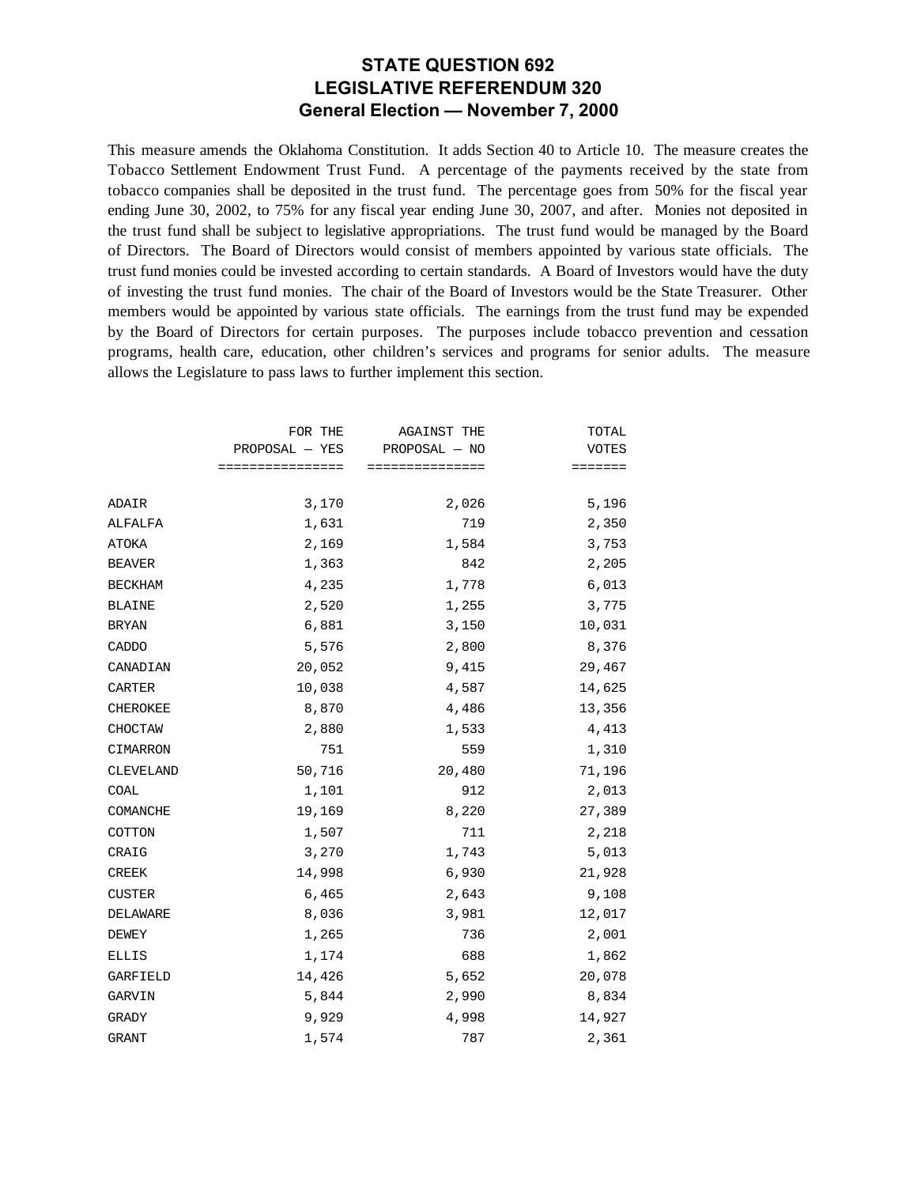# STATE QUESTION 692
# LEGISLATIVE REFERENDUM 320
## General Election — November 7, 2000

This measure amends the Oklahoma Constitution. It adds Section 40 to Article 10. The measure creates the Tobacco Settlement Endowment Trust Fund. A percentage of the payments received by the state from tobacco companies shall be deposited in the trust fund. The percentage goes from 50% for the fiscal year ending June 30, 2002, to 75% for any fiscal year ending June 30, 2007, and after. Monies not deposited in the trust fund shall be subject to legislative appropriations. The trust fund would be managed by the Board of Directors. The Board of Directors would consist of members appointed by various state officials. The trust fund monies could be invested according to certain standards. A Board of Investors would have the duty of investing the trust fund monies. The chair of the Board of Investors would be the State Treasurer. Other members would be appointed by various state officials. The earnings from the trust fund may be expended by the Board of Directors for certain purposes. The purposes include tobacco prevention and cessation programs, health care, education, other children's services and programs for senior adults. The measure allows the Legislature to pass laws to further implement this section.

| | FOR THE PROPOSAL — YES | AGAINST THE PROPOSAL — NO | TOTAL VOTES |
|---|---:|---:|---:|
| ADAIR | 3,170 | 2,026 | 5,196 |
| ALFALFA | 1,631 | 719 | 2,350 |
| ATOKA | 2,169 | 1,584 | 3,753 |
| BEAVER | 1,363 | 842 | 2,205 |
| BECKHAM | 4,235 | 1,778 | 6,013 |
| BLAINE | 2,520 | 1,255 | 3,775 |
| BRYAN | 6,881 | 3,150 | 10,031 |
| CADDO | 5,576 | 2,800 | 8,376 |
| CANADIAN | 20,052 | 9,415 | 29,467 |
| CARTER | 10,038 | 4,587 | 14,625 |
| CHEROKEE | 8,870 | 4,486 | 13,356 |
| CHOCTAW | 2,880 | 1,533 | 4,413 |
| CIMARRON | 751 | 559 | 1,310 |
| CLEVELAND | 50,716 | 20,480 | 71,196 |
| COAL | 1,101 | 912 | 2,013 |
| COMANCHE | 19,169 | 8,220 | 27,389 |
| COTTON | 1,507 | 711 | 2,218 |
| CRAIG | 3,270 | 1,743 | 5,013 |
| CREEK | 14,998 | 6,930 | 21,928 |
| CUSTER | 6,465 | 2,643 | 9,108 |
| DELAWARE | 8,036 | 3,981 | 12,017 |
| DEWEY | 1,265 | 736 | 2,001 |
| ELLIS | 1,174 | 688 | 1,862 |
| GARFIELD | 14,426 | 5,652 | 20,078 |
| GARVIN | 5,844 | 2,990 | 8,834 |
| GRADY | 9,929 | 4,998 | 14,927 |
| GRANT | 1,574 | 787 | 2,361 |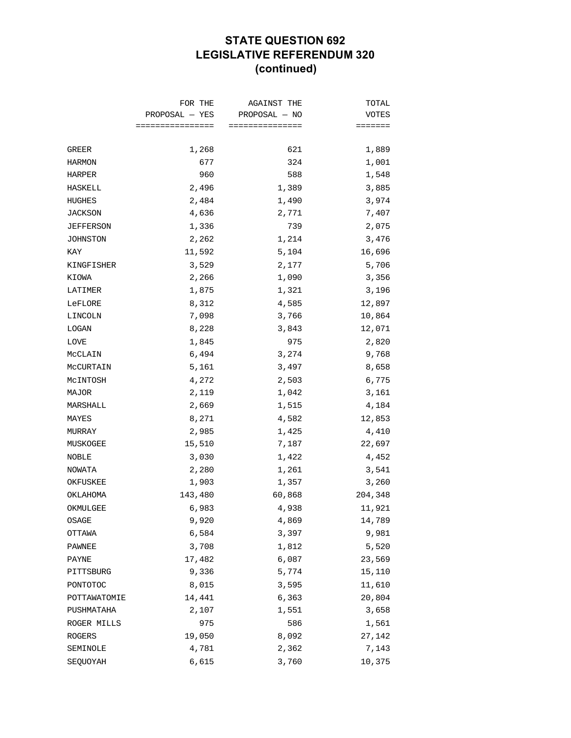# STATE QUESTION 692
# LEGISLATIVE REFERENDUM 320
# (continued)

| | FOR THE PROPOSAL — YES | AGAINST THE PROPOSAL — NO | TOTAL VOTES |
|---|---:|---:|---:|
| GREER | 1,268 | 621 | 1,889 |
| HARMON | 677 | 324 | 1,001 |
| HARPER | 960 | 588 | 1,548 |
| HASKELL | 2,496 | 1,389 | 3,885 |
| HUGHES | 2,484 | 1,490 | 3,974 |
| JACKSON | 4,636 | 2,771 | 7,407 |
| JEFFERSON | 1,336 | 739 | 2,075 |
| JOHNSTON | 2,262 | 1,214 | 3,476 |
| KAY | 11,592 | 5,104 | 16,696 |
| KINGFISHER | 3,529 | 2,177 | 5,706 |
| KIOWA | 2,266 | 1,090 | 3,356 |
| LATIMER | 1,875 | 1,321 | 3,196 |
| LeFLORE | 8,312 | 4,585 | 12,897 |
| LINCOLN | 7,098 | 3,766 | 10,864 |
| LOGAN | 8,228 | 3,843 | 12,071 |
| LOVE | 1,845 | 975 | 2,820 |
| McCLAIN | 6,494 | 3,274 | 9,768 |
| McCURTAIN | 5,161 | 3,497 | 8,658 |
| McINTOSH | 4,272 | 2,503 | 6,775 |
| MAJOR | 2,119 | 1,042 | 3,161 |
| MARSHALL | 2,669 | 1,515 | 4,184 |
| MAYES | 8,271 | 4,582 | 12,853 |
| MURRAY | 2,985 | 1,425 | 4,410 |
| MUSKOGEE | 15,510 | 7,187 | 22,697 |
| NOBLE | 3,030 | 1,422 | 4,452 |
| NOWATA | 2,280 | 1,261 | 3,541 |
| OKFUSKEE | 1,903 | 1,357 | 3,260 |
| OKLAHOMA | 143,480 | 60,868 | 204,348 |
| OKMULGEE | 6,983 | 4,938 | 11,921 |
| OSAGE | 9,920 | 4,869 | 14,789 |
| OTTAWA | 6,584 | 3,397 | 9,981 |
| PAWNEE | 3,708 | 1,812 | 5,520 |
| PAYNE | 17,482 | 6,087 | 23,569 |
| PITTSBURG | 9,336 | 5,774 | 15,110 |
| PONTOTOC | 8,015 | 3,595 | 11,610 |
| POTTAWATOMIE | 14,441 | 6,363 | 20,804 |
| PUSHMATAHA | 2,107 | 1,551 | 3,658 |
| ROGER MILLS | 975 | 586 | 1,561 |
| ROGERS | 19,050 | 8,092 | 27,142 |
| SEMINOLE | 4,781 | 2,362 | 7,143 |
| SEQUOYAH | 6,615 | 3,760 | 10,375 |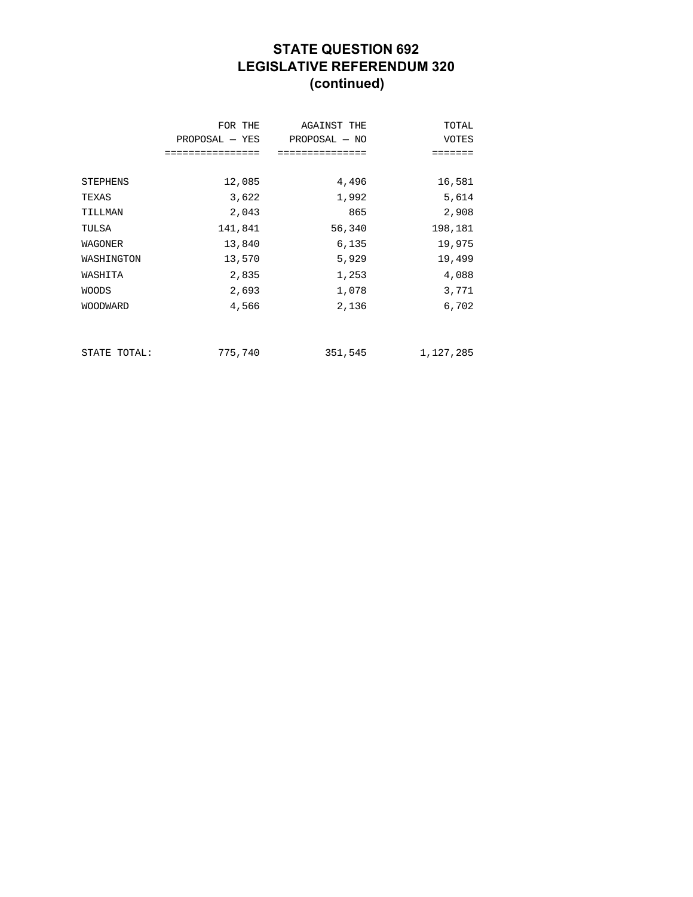# STATE QUESTION 692
# LEGISLATIVE REFERENDUM 320
# (continued)

| | FOR THE PROPOSAL — YES | AGAINST THE PROPOSAL — NO | TOTAL VOTES |
|---|---|---|---|
| STEPHENS | 12,085 | 4,496 | 16,581 |
| TEXAS | 3,622 | 1,992 | 5,614 |
| TILLMAN | 2,043 | 865 | 2,908 |
| TULSA | 141,841 | 56,340 | 198,181 |
| WAGONER | 13,840 | 6,135 | 19,975 |
| WASHINGTON | 13,570 | 5,929 | 19,499 |
| WASHITA | 2,835 | 1,253 | 4,088 |
| WOODS | 2,693 | 1,078 | 3,771 |
| WOODWARD | 4,566 | 2,136 | 6,702 |
| STATE TOTAL: | 775,740 | 351,545 | 1,127,285 |